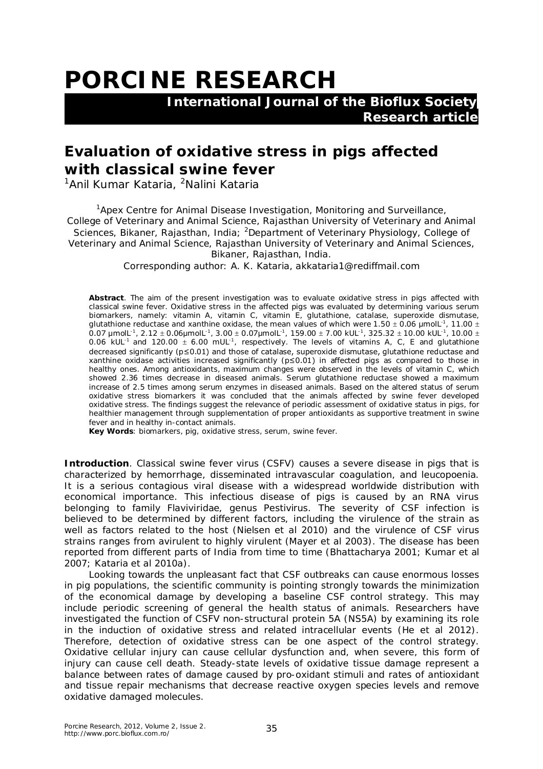# PORCINE RESEARCH

**International Journal of the Bioflux Society**
**Research article**

## Evaluation of oxidative stress in pigs affected with classical swine fever

[1]Anil Kumar Kataria, [2]Nalini Kataria

[1]Apex Centre for Animal Disease Investigation, Monitoring and Surveillance, College of Veterinary and Animal Science, Rajasthan University of Veterinary and Animal Sciences, Bikaner, Rajasthan, India; [2]Department of Veterinary Physiology, College of Veterinary and Animal Science, Rajasthan University of Veterinary and Animal Sciences, Bikaner, Rajasthan, India.
Corresponding author: A. K. Kataria, akkataria1@rediffmail.com

**Abstract**. The aim of the present investigation was to evaluate oxidative stress in pigs affected with classical swine fever. Oxidative stress in the affected pigs was evaluated by determining various serum biomarkers, namely: vitamin A, vitamin C, vitamin E, glutathione, catalase, superoxide dismutase, glutathione reductase and xanthine oxidase, the mean values of which were 1.50 ± 0.06 µmolL$^{-1}$, 11.00 ± 0.07 µmolL$^{-1}$, 2.12 ± 0.06µmolL$^{-1}$, 3.00 ± 0.07µmolL$^{-1}$, 159.00 ± 7.00 kUL$^{-1}$, 325.32 ± 10.00 kUL$^{-1}$, 10.00 ± 0.06 kUL$^{-1}$ and 120.00 ± 6.00 mUL$^{-1}$, respectively. The levels of vitamins A, C, E and glutathione decreased significantly ($p \leq 0.01$) and those of catalase, superoxide dismutase, glutathione reductase and xanthine oxidase activities increased significantly ($p \leq 0.01$) in affected pigs as compared to those in healthy ones. Among antioxidants, maximum changes were observed in the levels of vitamin C, which showed 2.36 times decrease in diseased animals. Serum glutathione reductase showed a maximum increase of 2.5 times among serum enzymes in diseased animals. Based on the altered status of serum oxidative stress biomarkers it was concluded that the animals affected by swine fever developed oxidative stress. The findings suggest the relevance of periodic assessment of oxidative status in pigs, for healthier management through supplementation of proper antioxidants as supportive treatment in swine fever and in healthy in-contact animals.

**Key Words**: biomarkers, pig, oxidative stress, serum, swine fever.

**Introduction**. Classical swine fever virus (CSFV) causes a severe disease in pigs that is characterized by hemorrhage, disseminated intravascular coagulation, and leucopoenia. It is a serious contagious viral disease with a widespread worldwide distribution with economical importance. This infectious disease of pigs is caused by an RNA virus belonging to family Flaviviridae, genus Pestivirus. The severity of CSF infection is believed to be determined by different factors, including the virulence of the strain as well as factors related to the host (Nielsen et al 2010) and the virulence of CSF virus strains ranges from avirulent to highly virulent (Mayer et al 2003). The disease has been reported from different parts of India from time to time (Bhattacharya 2001; Kumar et al 2007; Kataria et al 2010a).

Looking towards the unpleasant fact that CSF outbreaks can cause enormous losses in pig populations, the scientific community is pointing strongly towards the minimization of the economical damage by developing a baseline CSF control strategy. This may include periodic screening of general the health status of animals. Researchers have investigated the function of CSFV non-structural protein 5A (NS5A) by examining its role in the induction of oxidative stress and related intracellular events (He et al 2012). Therefore, detection of oxidative stress can be one aspect of the control strategy. Oxidative cellular injury can cause cellular dysfunction and, when severe, this form of injury can cause cell death. Steady-state levels of oxidative tissue damage represent a balance between rates of damage caused by pro-oxidant stimuli and rates of antioxidant and tissue repair mechanisms that decrease reactive oxygen species levels and remove oxidative damaged molecules.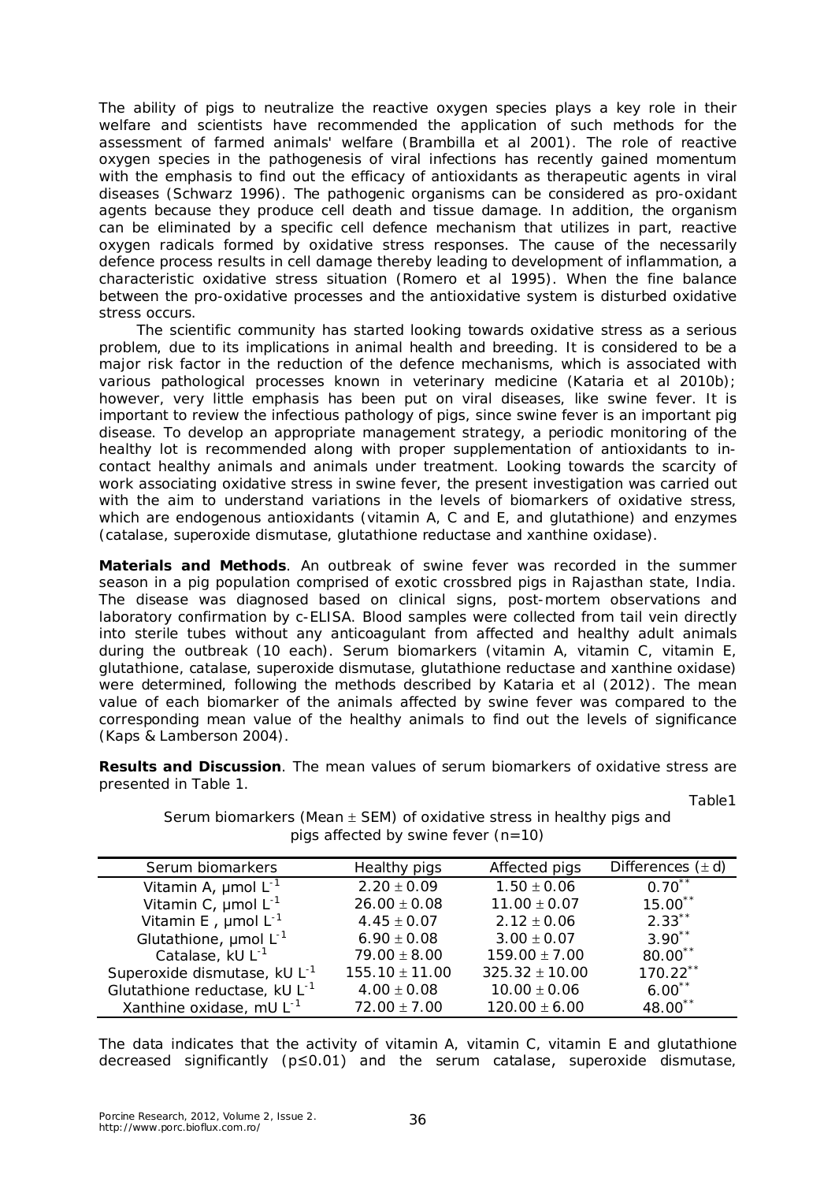The ability of pigs to neutralize the reactive oxygen species plays a key role in their welfare and scientists have recommended the application of such methods for the assessment of farmed animals' welfare (Brambilla et al 2001). The role of reactive oxygen species in the pathogenesis of viral infections has recently gained momentum with the emphasis to find out the efficacy of antioxidants as therapeutic agents in viral diseases (Schwarz 1996). The pathogenic organisms can be considered as pro-oxidant agents because they produce cell death and tissue damage. In addition, the organism can be eliminated by a specific cell defence mechanism that utilizes in part, reactive oxygen radicals formed by oxidative stress responses. The cause of the necessarily defence process results in cell damage thereby leading to development of inflammation, a characteristic oxidative stress situation (Romero et al 1995). When the fine balance between the pro-oxidative processes and the antioxidative system is disturbed oxidative stress occurs.

The scientific community has started looking towards oxidative stress as a serious problem, due to its implications in animal health and breeding. It is considered to be a major risk factor in the reduction of the defence mechanisms, which is associated with various pathological processes known in veterinary medicine (Kataria et al 2010b); however, very little emphasis has been put on viral diseases, like swine fever. It is important to review the infectious pathology of pigs, since swine fever is an important pig disease. To develop an appropriate management strategy, a periodic monitoring of the healthy lot is recommended along with proper supplementation of antioxidants to in-contact healthy animals and animals under treatment. Looking towards the scarcity of work associating oxidative stress in swine fever, the present investigation was carried out with the aim to understand variations in the levels of biomarkers of oxidative stress, which are endogenous antioxidants (vitamin A, C and E, and glutathione) and enzymes (catalase, superoxide dismutase, glutathione reductase and xanthine oxidase).

**Materials and Methods**. An outbreak of swine fever was recorded in the summer season in a pig population comprised of exotic crossbred pigs in Rajasthan state, India. The disease was diagnosed based on clinical signs, post-mortem observations and laboratory confirmation by c-ELISA. Blood samples were collected from tail vein directly into sterile tubes without any anticoagulant from affected and healthy adult animals during the outbreak (10 each). Serum biomarkers (vitamin A, vitamin C, vitamin E, glutathione, catalase, superoxide dismutase, glutathione reductase and xanthine oxidase) were determined, following the methods described by Kataria et al (2012). The mean value of each biomarker of the animals affected by swine fever was compared to the corresponding mean value of the healthy animals to find out the levels of significance (Kaps & Lamberson 2004).

**Results and Discussion**. The mean values of serum biomarkers of oxidative stress are presented in Table 1.

Table1

Serum biomarkers (Mean ± SEM) of oxidative stress in healthy pigs and pigs affected by swine fever (n=10)

| Serum biomarkers | Healthy pigs | Affected pigs | Differences (± d) |
|---|---|---|---|
| Vitamin A, μmol $L^{-1}$ | 2.20 ± 0.09 | 1.50 ± 0.06 | $0.70^{**}$ |
| Vitamin C, μmol $L^{-1}$ | 26.00 ± 0.08 | 11.00 ± 0.07 | $15.00^{**}$ |
| Vitamin E , μmol $L^{-1}$ | 4.45 ± 0.07 | 2.12 ± 0.06 | $2.33^{**}$ |
| Glutathione, μmol $L^{-1}$ | 6.90 ± 0.08 | 3.00 ± 0.07 | $3.90^{**}$ |
| Catalase, kU $L^{-1}$ | 79.00 ± 8.00 | 159.00 ± 7.00 | $80.00^{**}$ |
| Superoxide dismutase, kU $L^{-1}$ | 155.10 ± 11.00 | 325.32 ± 10.00 | $170.22^{**}$ |
| Glutathione reductase, kU $L^{-1}$ | 4.00 ± 0.08 | 10.00 ± 0.06 | $6.00^{**}$ |
| Xanthine oxidase, mU $L^{-1}$ | 72.00 ± 7.00 | 120.00 ± 6.00 | $48.00^{**}$ |

The data indicates that the activity of vitamin A, vitamin C, vitamin E and glutathione decreased significantly ($p \leq 0.01$) and the serum catalase, superoxide dismutase,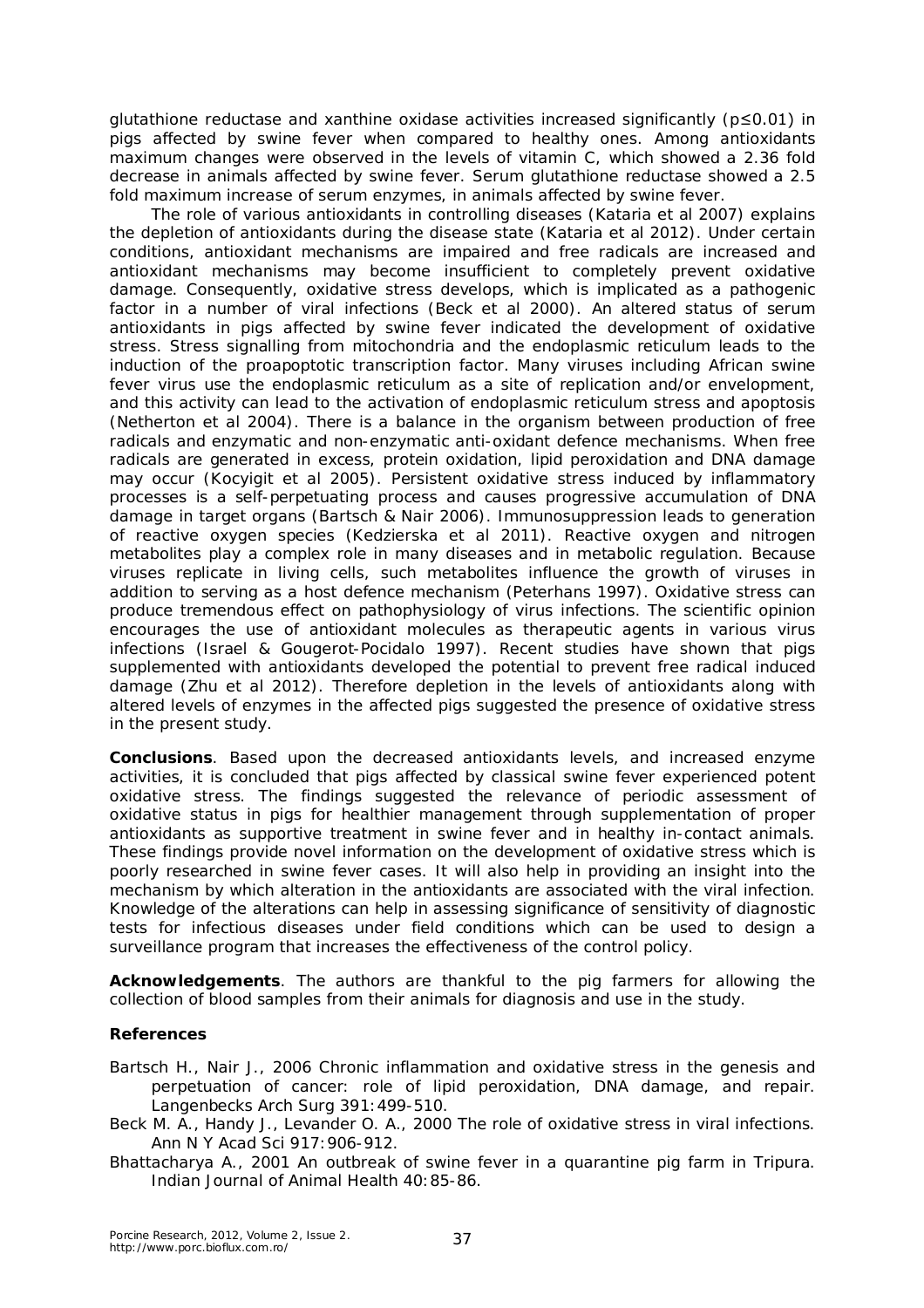glutathione reductase and xanthine oxidase activities increased significantly ($p \leq 0.01$) in pigs affected by swine fever when compared to healthy ones. Among antioxidants maximum changes were observed in the levels of vitamin C, which showed a 2.36 fold decrease in animals affected by swine fever. Serum glutathione reductase showed a 2.5 fold maximum increase of serum enzymes, in animals affected by swine fever.

The role of various antioxidants in controlling diseases (Kataria et al 2007) explains the depletion of antioxidants during the disease state (Kataria et al 2012). Under certain conditions, antioxidant mechanisms are impaired and free radicals are increased and antioxidant mechanisms may become insufficient to completely prevent oxidative damage. Consequently, oxidative stress develops, which is implicated as a pathogenic factor in a number of viral infections (Beck et al 2000). An altered status of serum antioxidants in pigs affected by swine fever indicated the development of oxidative stress. Stress signalling from mitochondria and the endoplasmic reticulum leads to the induction of the proapoptotic transcription factor. Many viruses including African swine fever virus use the endoplasmic reticulum as a site of replication and/or envelopment, and this activity can lead to the activation of endoplasmic reticulum stress and apoptosis (Netherton et al 2004). There is a balance in the organism between production of free radicals and enzymatic and non-enzymatic anti-oxidant defence mechanisms. When free radicals are generated in excess, protein oxidation, lipid peroxidation and DNA damage may occur (Kocyigit et al 2005). Persistent oxidative stress induced by inflammatory processes is a self-perpetuating process and causes progressive accumulation of DNA damage in target organs (Bartsch & Nair 2006). Immunosuppression leads to generation of reactive oxygen species (Kedzierska et al 2011). Reactive oxygen and nitrogen metabolites play a complex role in many diseases and in metabolic regulation. Because viruses replicate in living cells, such metabolites influence the growth of viruses in addition to serving as a host defence mechanism (Peterhans 1997). Oxidative stress can produce tremendous effect on pathophysiology of virus infections. The scientific opinion encourages the use of antioxidant molecules as therapeutic agents in various virus infections (Israel & Gougerot-Pocidalo 1997). Recent studies have shown that pigs supplemented with antioxidants developed the potential to prevent free radical induced damage (Zhu et al 2012). Therefore depletion in the levels of antioxidants along with altered levels of enzymes in the affected pigs suggested the presence of oxidative stress in the present study.

**Conclusions**. Based upon the decreased antioxidants levels, and increased enzyme activities, it is concluded that pigs affected by classical swine fever experienced potent oxidative stress. The findings suggested the relevance of periodic assessment of oxidative status in pigs for healthier management through supplementation of proper antioxidants as supportive treatment in swine fever and in healthy in-contact animals. These findings provide novel information on the development of oxidative stress which is poorly researched in swine fever cases. It will also help in providing an insight into the mechanism by which alteration in the antioxidants are associated with the viral infection. Knowledge of the alterations can help in assessing significance of sensitivity of diagnostic tests for infectious diseases under field conditions which can be used to design a surveillance program that increases the effectiveness of the control policy.

**Acknowledgements**. The authors are thankful to the pig farmers for allowing the collection of blood samples from their animals for diagnosis and use in the study.

**References**

Bartsch H., Nair J., 2006 Chronic inflammation and oxidative stress in the genesis and perpetuation of cancer: role of lipid peroxidation, DNA damage, and repair. Langenbecks Arch Surg 391:499-510.

Beck M. A., Handy J., Levander O. A., 2000 The role of oxidative stress in viral infections. Ann N Y Acad Sci 917:906-912.

Bhattacharya A., 2001 An outbreak of swine fever in a quarantine pig farm in Tripura. Indian Journal of Animal Health 40:85-86.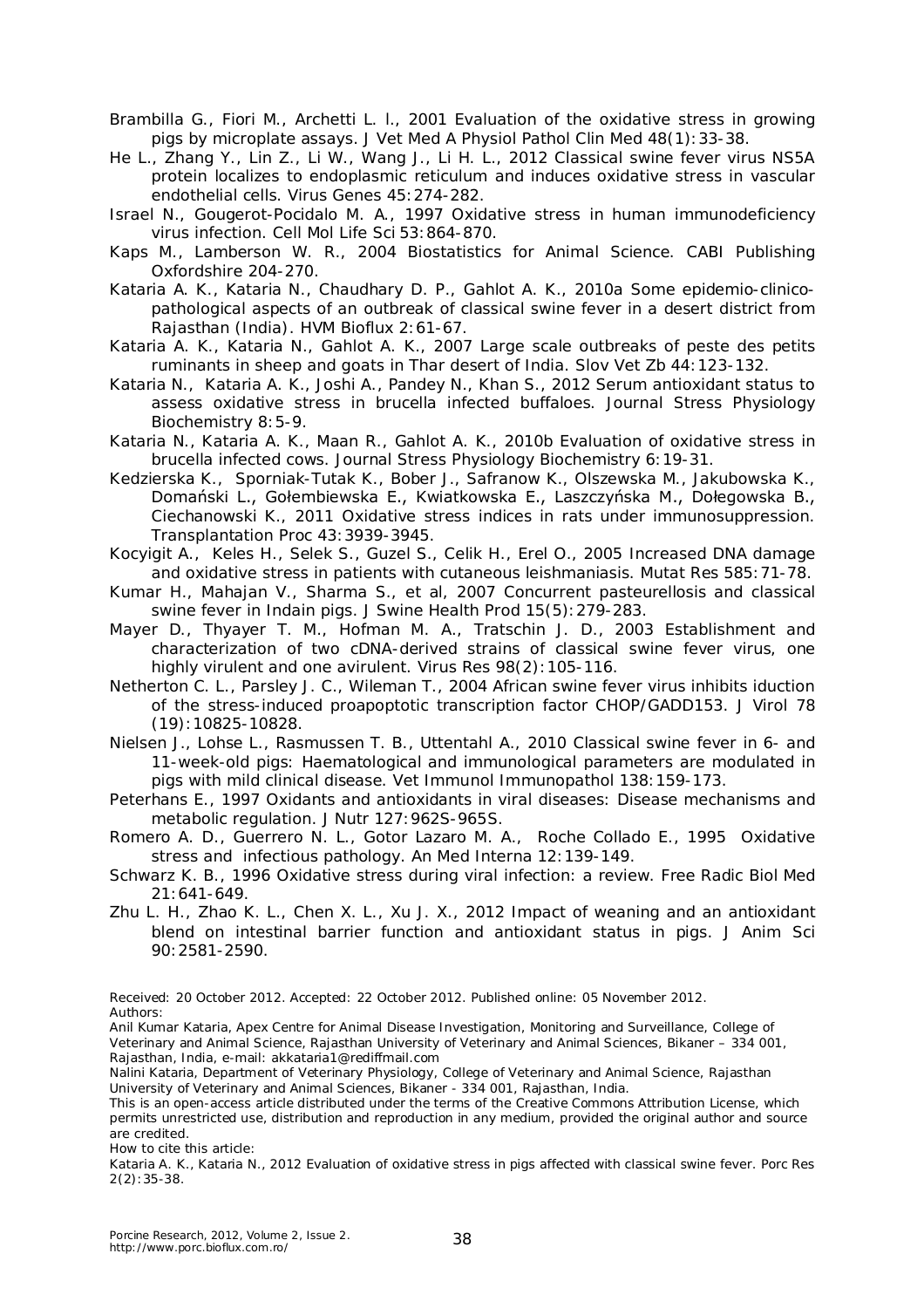Brambilla G., Fiori M., Archetti L. l., 2001 Evaluation of the oxidative stress in growing pigs by microplate assays. J Vet Med A Physiol Pathol Clin Med 48(1):33-38.

He L., Zhang Y., Lin Z., Li W., Wang J., Li H. L., 2012 Classical swine fever virus NS5A protein localizes to endoplasmic reticulum and induces oxidative stress in vascular endothelial cells. Virus Genes 45:274-282.

Israel N., Gougerot-Pocidalo M. A., 1997 Oxidative stress in human immunodeficiency virus infection. Cell Mol Life Sci 53:864-870.

Kaps M., Lamberson W. R., 2004 Biostatistics for Animal Science. CABI Publishing Oxfordshire 204-270.

Kataria A. K., Kataria N., Chaudhary D. P., Gahlot A. K., 2010a Some epidemio-clinico-pathological aspects of an outbreak of classical swine fever in a desert district from Rajasthan (India). HVM Bioflux 2:61-67.

Kataria A. K., Kataria N., Gahlot A. K., 2007 Large scale outbreaks of peste des petits ruminants in sheep and goats in Thar desert of India. Slov Vet Zb 44:123-132.

Kataria N., Kataria A. K., Joshi A., Pandey N., Khan S., 2012 Serum antioxidant status to assess oxidative stress in brucella infected buffaloes. Journal Stress Physiology Biochemistry 8:5-9.

Kataria N., Kataria A. K., Maan R., Gahlot A. K., 2010b Evaluation of oxidative stress in brucella infected cows. Journal Stress Physiology Biochemistry 6:19-31.

Kedzierska K., Sporniak-Tutak K., Bober J., Safranow K., Olszewska M., Jakubowska K., Domański L., Gołembiewska E., Kwiatkowska E., Laszczyńska M., Dołegowska B., Ciechanowski K., 2011 Oxidative stress indices in rats under immunosuppression. Transplantation Proc 43:3939-3945.

Kocyigit A., Keles H., Selek S., Guzel S., Celik H., Erel O., 2005 Increased DNA damage and oxidative stress in patients with cutaneous leishmaniasis. Mutat Res 585:71-78.

Kumar H., Mahajan V., Sharma S., et al, 2007 Concurrent pasteurellosis and classical swine fever in Indain pigs. J Swine Health Prod 15(5):279-283.

Mayer D., Thyayer T. M., Hofman M. A., Tratschin J. D., 2003 Establishment and characterization of two cDNA-derived strains of classical swine fever virus, one highly virulent and one avirulent. Virus Res 98(2):105-116.

Netherton C. L., Parsley J. C., Wileman T., 2004 African swine fever virus inhibits iduction of the stress-induced proapoptotic transcription factor CHOP/GADD153. J Virol 78 (19):10825-10828.

Nielsen J., Lohse L., Rasmussen T. B., Uttentahl A., 2010 Classical swine fever in 6- and 11-week-old pigs: Haematological and immunological parameters are modulated in pigs with mild clinical disease. Vet Immunol Immunopathol 138:159-173.

Peterhans E., 1997 Oxidants and antioxidants in viral diseases: Disease mechanisms and metabolic regulation. J Nutr 127:962S-965S.

Romero A. D., Guerrero N. L., Gotor Lazaro M. A., Roche Collado E., 1995 Oxidative stress and infectious pathology. An Med Interna 12:139-149.

Schwarz K. B., 1996 Oxidative stress during viral infection: a review. Free Radic Biol Med 21:641-649.

Zhu L. H., Zhao K. L., Chen X. L., Xu J. X., 2012 Impact of weaning and an antioxidant blend on intestinal barrier function and antioxidant status in pigs. J Anim Sci 90:2581-2590.

Received: 20 October 2012. Accepted: 22 October 2012. Published online: 05 November 2012.

Authors:

Anil Kumar Kataria, Apex Centre for Animal Disease Investigation, Monitoring and Surveillance, College of Veterinary and Animal Science, Rajasthan University of Veterinary and Animal Sciences, Bikaner – 334 001, Rajasthan, India, e-mail: akkataria1@rediffmail.com

Nalini Kataria, Department of Veterinary Physiology, College of Veterinary and Animal Science, Rajasthan University of Veterinary and Animal Sciences, Bikaner - 334 001, Rajasthan, India.

This is an open-access article distributed under the terms of the Creative Commons Attribution License, which permits unrestricted use, distribution and reproduction in any medium, provided the original author and source are credited.

How to cite this article:

Kataria A. K., Kataria N., 2012 Evaluation of oxidative stress in pigs affected with classical swine fever. Porc Res 2(2):35-38.